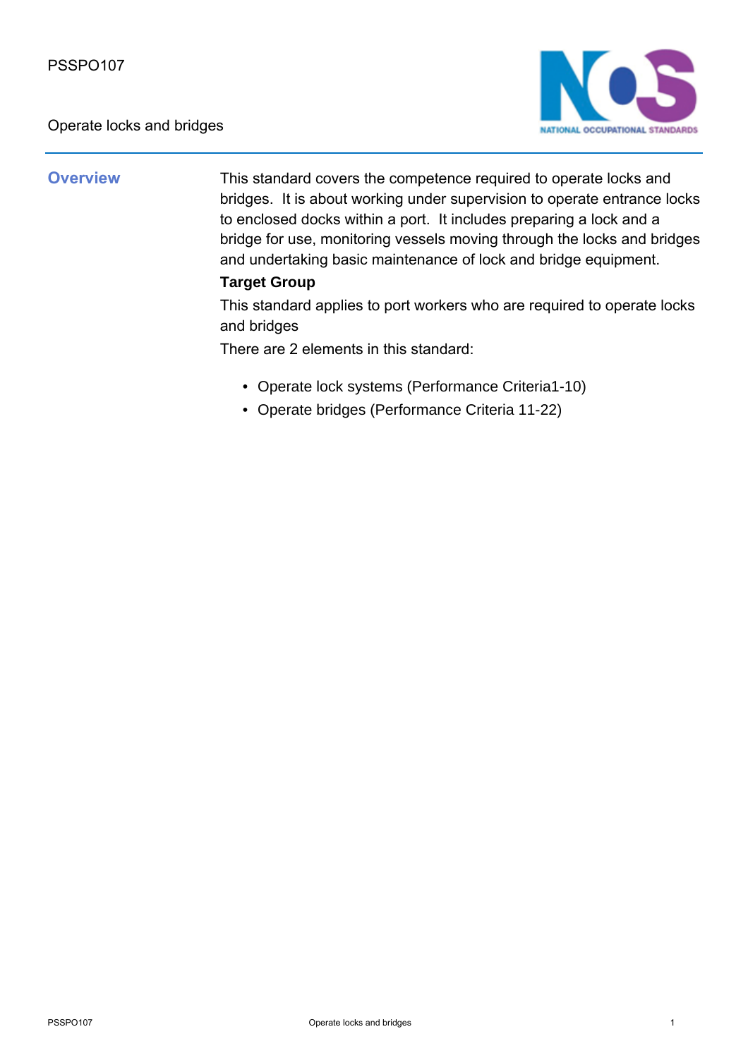PSSPO107

Operate locks and bridges

## Overview

This standard covers the competence required to operate locks and bridges.  It is about working under supervision to operate entrance locks to enclosed docks within a port.  It includes preparing a lock and a bridge for use, monitoring vessels moving through the locks and bridges and undertaking basic maintenance of lock and bridge equipment.

**Target Group**

This standard applies to port workers who are required to operate locks and bridges

There are 2 elements in this standard:

- Operate lock systems (Performance Criteria1-10)
- Operate bridges (Performance Criteria 11-22)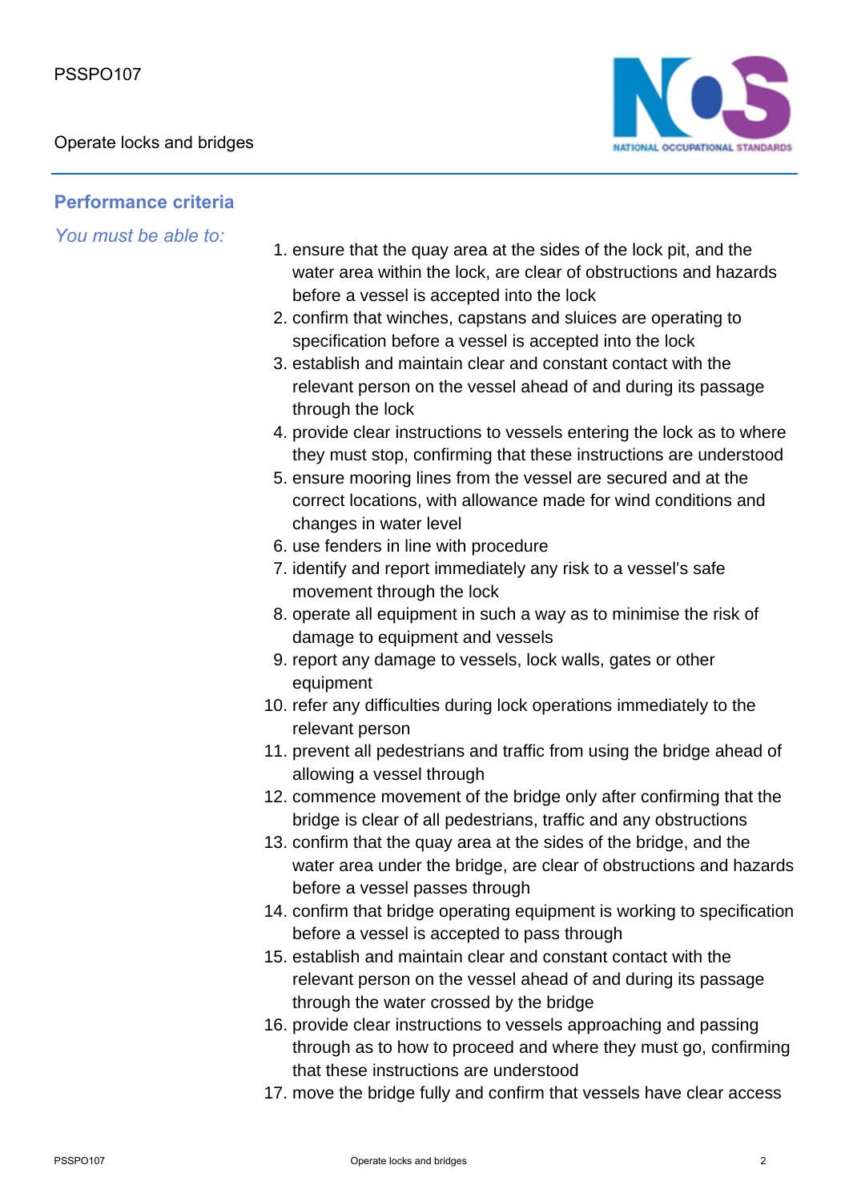## Performance criteria

*You must be able to:*

1. ensure that the quay area at the sides of the lock pit, and the water area within the lock, are clear of obstructions and hazards before a vessel is accepted into the lock
2. confirm that winches, capstans and sluices are operating to specification before a vessel is accepted into the lock
3. establish and maintain clear and constant contact with the relevant person on the vessel ahead of and during its passage through the lock
4. provide clear instructions to vessels entering the lock as to where they must stop, confirming that these instructions are understood
5. ensure mooring lines from the vessel are secured and at the correct locations, with allowance made for wind conditions and changes in water level
6. use fenders in line with procedure
7. identify and report immediately any risk to a vessel's safe movement through the lock
8. operate all equipment in such a way as to minimise the risk of damage to equipment and vessels
9. report any damage to vessels, lock walls, gates or other equipment
10. refer any difficulties during lock operations immediately to the relevant person
11. prevent all pedestrians and traffic from using the bridge ahead of allowing a vessel through
12. commence movement of the bridge only after confirming that the bridge is clear of all pedestrians, traffic and any obstructions
13. confirm that the quay area at the sides of the bridge, and the water area under the bridge, are clear of obstructions and hazards before a vessel passes through
14. confirm that bridge operating equipment is working to specification before a vessel is accepted to pass through
15. establish and maintain clear and constant contact with the relevant person on the vessel ahead of and during its passage through the water crossed by the bridge
16. provide clear instructions to vessels approaching and passing through as to how to proceed and where they must go, confirming that these instructions are understood
17. move the bridge fully and confirm that vessels have clear access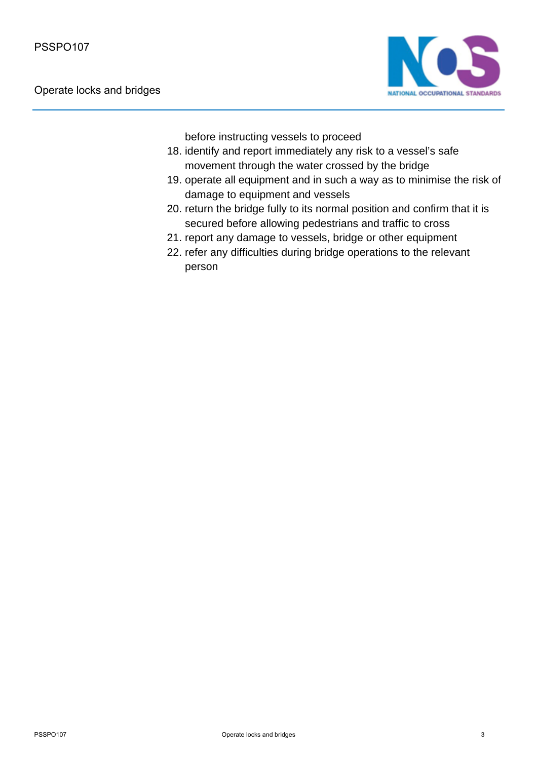before instructing vessels to proceed

18. identify and report immediately any risk to a vessel's safe movement through the water crossed by the bridge
19. operate all equipment and in such a way as to minimise the risk of damage to equipment and vessels
20. return the bridge fully to its normal position and confirm that it is secured before allowing pedestrians and traffic to cross
21. report any damage to vessels, bridge or other equipment
22. refer any difficulties during bridge operations to the relevant person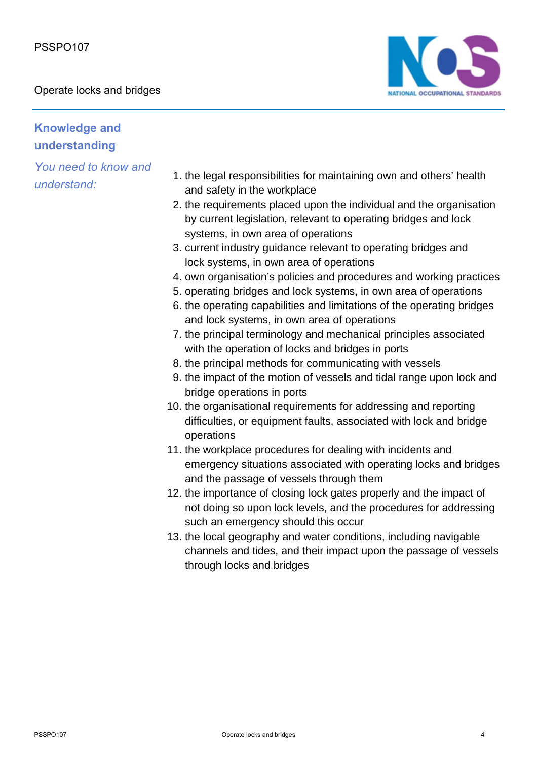## Knowledge and understanding

*You need to know and understand:*

1. the legal responsibilities for maintaining own and others' health and safety in the workplace
2. the requirements placed upon the individual and the organisation by current legislation, relevant to operating bridges and lock systems, in own area of operations
3. current industry guidance relevant to operating bridges and lock systems, in own area of operations
4. own organisation's policies and procedures and working practices
5. operating bridges and lock systems, in own area of operations
6. the operating capabilities and limitations of the operating bridges and lock systems, in own area of operations
7. the principal terminology and mechanical principles associated with the operation of locks and bridges in ports
8. the principal methods for communicating with vessels
9. the impact of the motion of vessels and tidal range upon lock and bridge operations in ports
10. the organisational requirements for addressing and reporting difficulties, or equipment faults, associated with lock and bridge operations
11. the workplace procedures for dealing with incidents and emergency situations associated with operating locks and bridges and the passage of vessels through them
12. the importance of closing lock gates properly and the impact of not doing so upon lock levels, and the procedures for addressing such an emergency should this occur
13. the local geography and water conditions, including navigable channels and tides, and their impact upon the passage of vessels through locks and bridges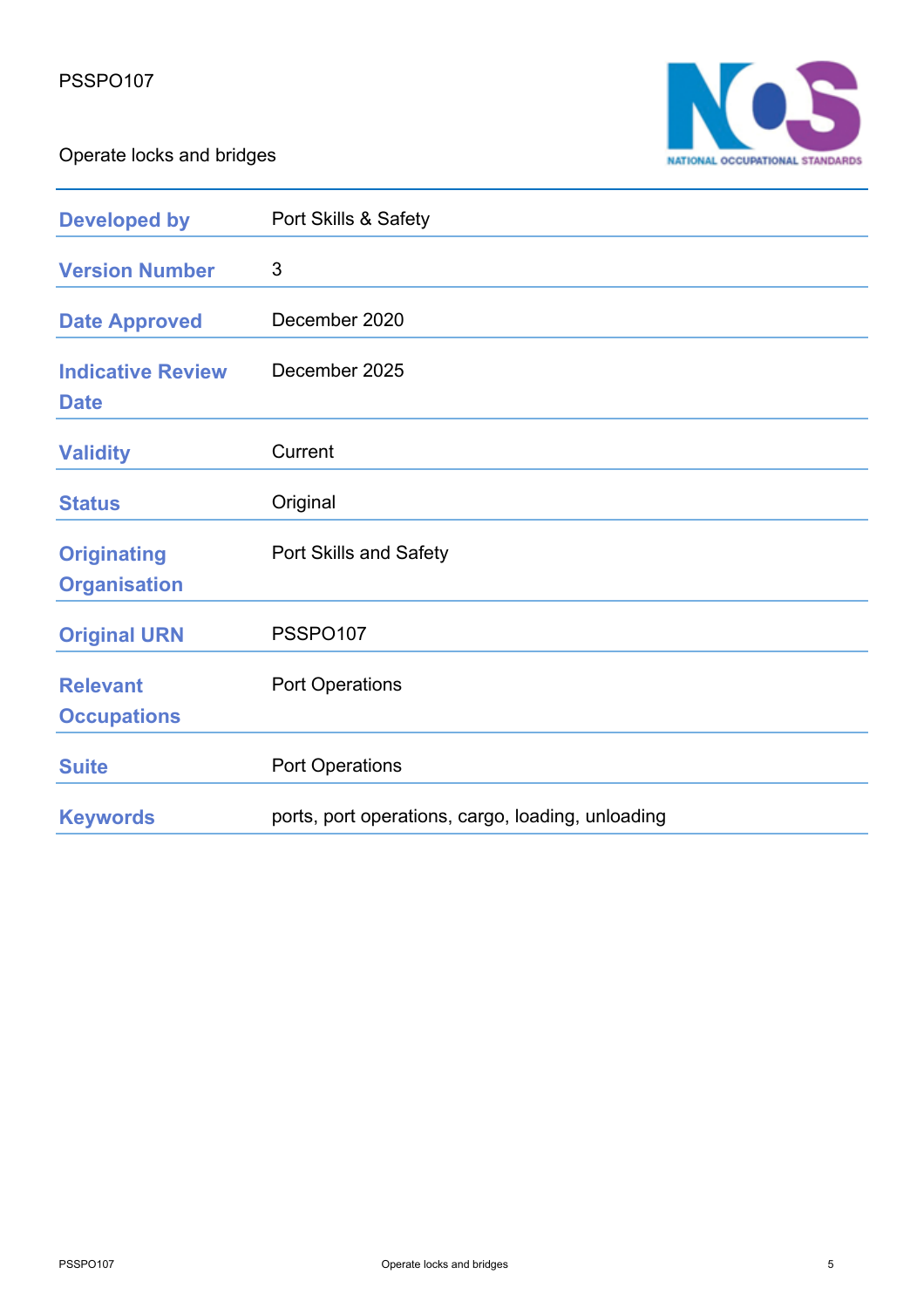PSSPO107

Operate locks and bridges

| | |
|---|---|
| **Developed by** | Port Skills & Safety |
| **Version Number** | 3 |
| **Date Approved** | December 2020 |
| **Indicative Review Date** | December 2025 |
| **Validity** | Current |
| **Status** | Original |
| **Originating Organisation** | Port Skills and Safety |
| **Original URN** | PSSPO107 |
| **Relevant Occupations** | Port Operations |
| **Suite** | Port Operations |
| **Keywords** | ports, port operations, cargo, loading, unloading |